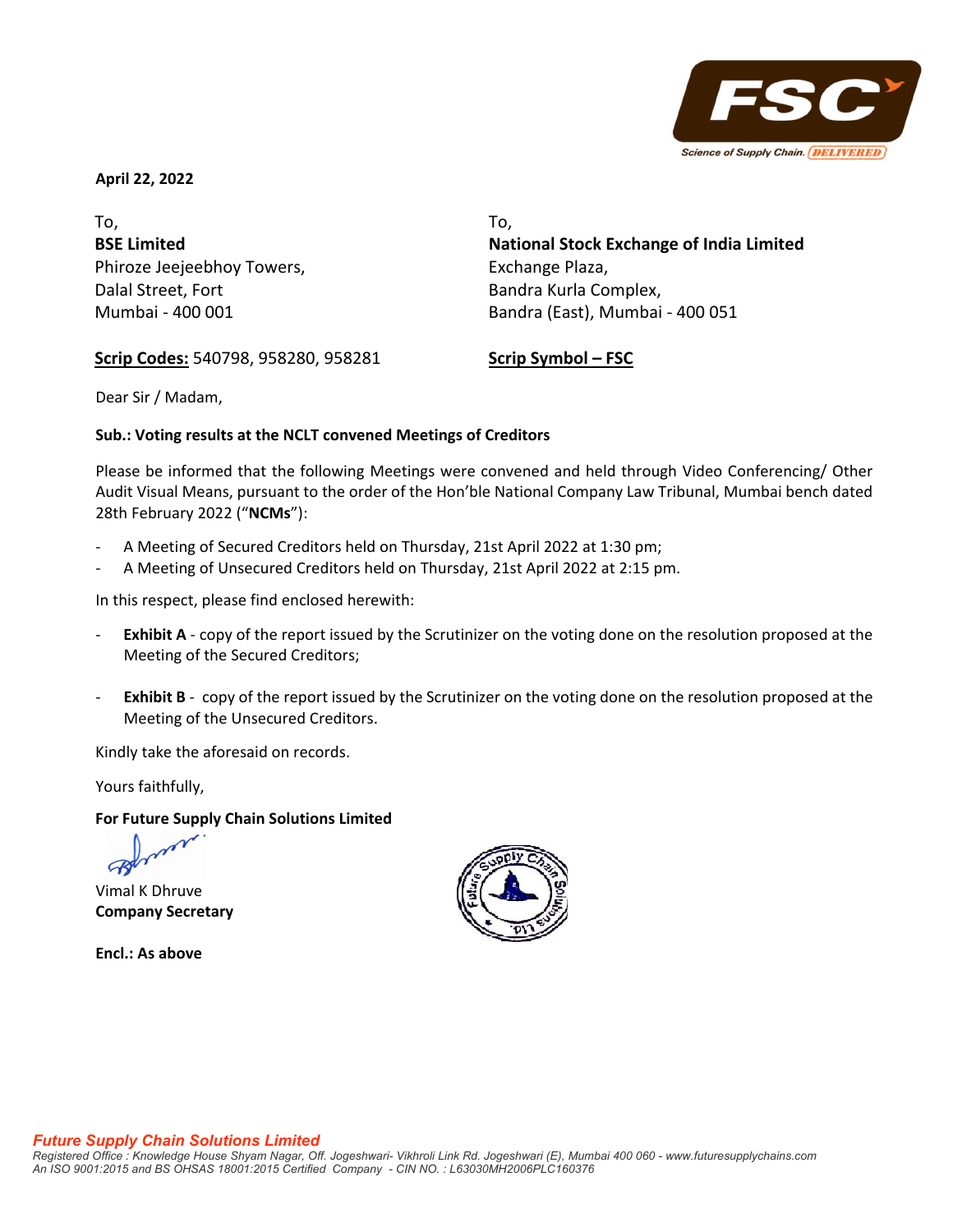**April 22, 2022**

To,
**BSE Limited**
Phiroze Jeejeebhoy Towers,
Dalal Street, Fort
Mumbai - 400 001

**Scrip Codes:** 540798, 958280, 958281

To,
**National Stock Exchange of India Limited**
Exchange Plaza,
Bandra Kurla Complex,
Bandra (East), Mumbai - 400 051

**Scrip Symbol – FSC**

Dear Sir / Madam,

**Sub.: Voting results at the NCLT convened Meetings of Creditors**

Please be informed that the following Meetings were convened and held through Video Conferencing/ Other Audit Visual Means, pursuant to the order of the Hon'ble National Company Law Tribunal, Mumbai bench dated 28th February 2022 ("**NCMs**"):

- A Meeting of Secured Creditors held on Thursday, 21st April 2022 at 1:30 pm;
- A Meeting of Unsecured Creditors held on Thursday, 21st April 2022 at 2:15 pm.

In this respect, please find enclosed herewith:

- **Exhibit A** - copy of the report issued by the Scrutinizer on the voting done on the resolution proposed at the Meeting of the Secured Creditors;

- **Exhibit B** - copy of the report issued by the Scrutinizer on the voting done on the resolution proposed at the Meeting of the Unsecured Creditors.

Kindly take the aforesaid on records.

Yours faithfully,

**For Future Supply Chain Solutions Limited**

Vimal K Dhruve
**Company Secretary**

**Encl.: As above**

*Future Supply Chain Solutions Limited*
*Registered Office : Knowledge House Shyam Nagar, Off. Jogeshwari- Vikhroli Link Rd. Jogeshwari (E), Mumbai 400 060 - www.futuresupplychains.com*
*An ISO 9001:2015 and BS OHSAS 18001:2015 Certified Company - CIN NO. : L63030MH2006PLC160376*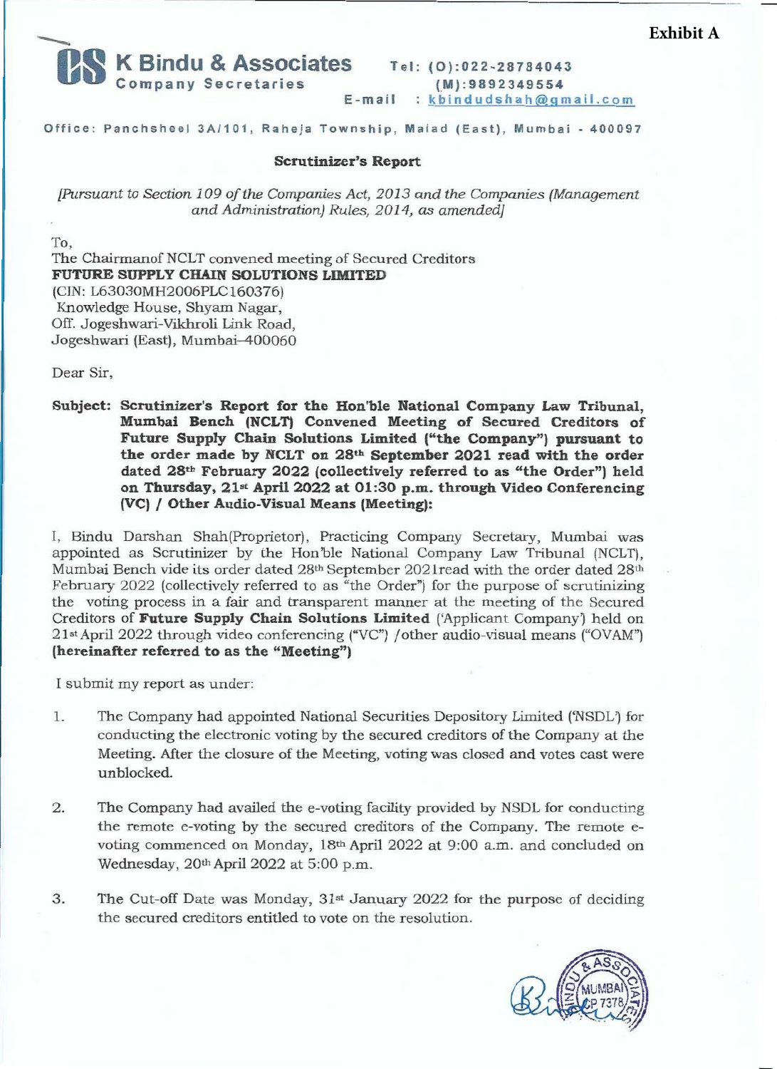**Exhibit A**

**K Bindu & Associates**
Company Secretaries

Tel: (O):022-28784043
(M):9892349554
E-mail : kbindudshah@gmail.com

Office: Panchsheel 3A/101, Raheja Township, Malad (East), Mumbai - 400097

**Scrutinizer's Report**

*[Pursuant to Section 109 of the Companies Act, 2013 and the Companies (Management and Administration) Rules, 2014, as amended]*

To,
The Chairmanof NCLT convened meeting of Secured Creditors
**FUTURE SUPPLY CHAIN SOLUTIONS LIMITED**
(CIN: L63030MH2006PLC160376)
Knowledge House, Shyam Nagar,
Off. Jogeshwari-Vikhroli Link Road,
Jogeshwari (East), Mumbai–400060

Dear Sir,

**Subject: Scrutinizer's Report for the Hon'ble National Company Law Tribunal, Mumbai Bench (NCLT) Convened Meeting of Secured Creditors of Future Supply Chain Solutions Limited ("the Company") pursuant to the order made by NCLT on 28th September 2021 read with the order dated 28th February 2022 (collectively referred to as "the Order") held on Thursday, 21st April 2022 at 01:30 p.m. through Video Conferencing (VC) / Other Audio-Visual Means (Meeting):**

I, Bindu Darshan Shah(Proprietor), Practicing Company Secretary, Mumbai was appointed as Scrutinizer by the Hon'ble National Company Law Tribunal (NCLT), Mumbai Bench vide its order dated 28th September 2021read with the order dated 28th February 2022 (collectively referred to as "the Order") for the purpose of scrutinizing the voting process in a fair and transparent manner at the meeting of the Secured Creditors of **Future Supply Chain Solutions Limited** ('Applicant Company') held on 21st April 2022 through video conferencing ("VC") /other audio-visual means ("OVAM") **(hereinafter referred to as the "Meeting")**

I submit my report as under:

1. The Company had appointed National Securities Depository Limited ('NSDL') for conducting the electronic voting by the secured creditors of the Company at the Meeting. After the closure of the Meeting, voting was closed and votes cast were unblocked.

2. The Company had availed the e-voting facility provided by NSDL for conducting the remote e-voting by the secured creditors of the Company. The remote e-voting commenced on Monday, 18th April 2022 at 9:00 a.m. and concluded on Wednesday, 20th April 2022 at 5:00 p.m.

3. The Cut-off Date was Monday, 31st January 2022 for the purpose of deciding the secured creditors entitled to vote on the resolution.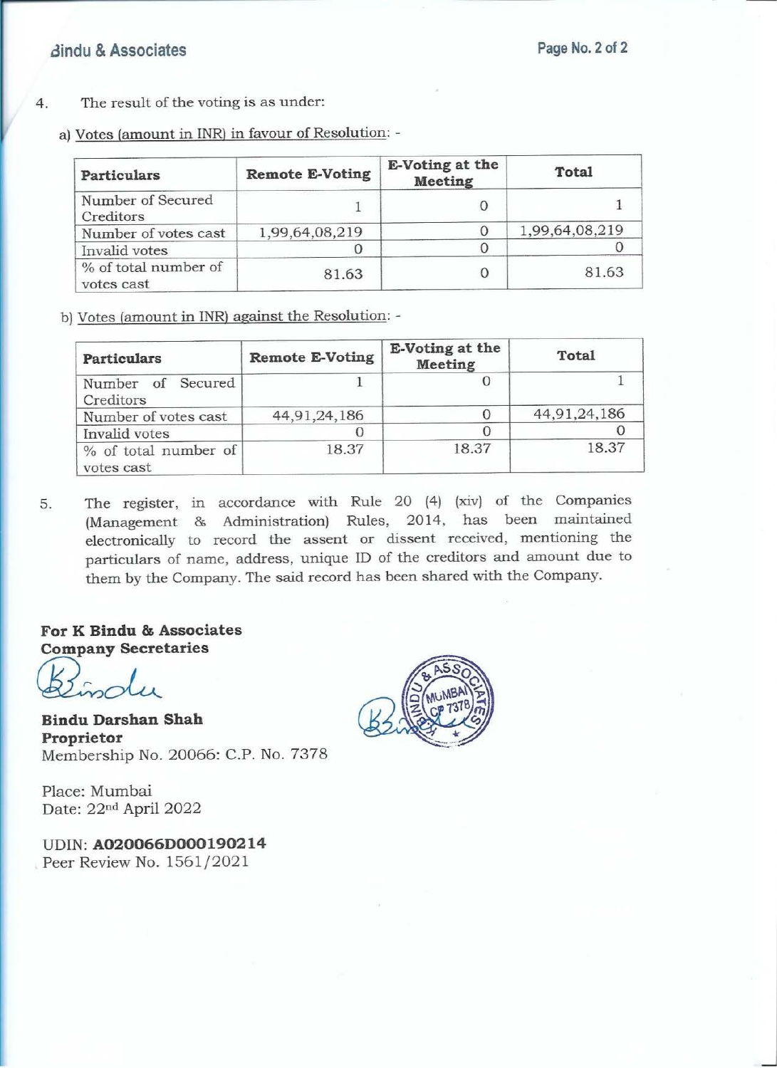4. The result of the voting is as under:

a) Votes (amount in INR) in favour of Resolution: -

| Particulars | Remote E-Voting | E-Voting at the Meeting | Total |
|---|---|---|---|
| Number of Secured Creditors | 1 | 0 | 1 |
| Number of votes cast | 1,99,64,08,219 | 0 | 1,99,64,08,219 |
| Invalid votes | 0 | 0 | 0 |
| % of total number of votes cast | 81.63 | 0 | 81.63 |

b) Votes (amount in INR) against the Resolution: -

| Particulars | Remote E-Voting | E-Voting at the Meeting | Total |
|---|---|---|---|
| Number of Secured Creditors | 1 | 0 | 1 |
| Number of votes cast | 44,91,24,186 | 0 | 44,91,24,186 |
| Invalid votes | 0 | 0 | 0 |
| % of total number of votes cast | 18.37 | 18.37 | 18.37 |

5. The register, in accordance with Rule 20 (4) (xiv) of the Companies (Management & Administration) Rules, 2014, has been maintained electronically to record the assent or dissent received, mentioning the particulars of name, address, unique ID of the creditors and amount due to them by the Company. The said record has been shared with the Company.

**For K Bindu & Associates**
**Company Secretaries**

**Bindu Darshan Shah**
**Proprietor**
Membership No. 20066: C.P. No. 7378

Place: Mumbai
Date: 22nd April 2022

UDIN: **A020066D000190214**
Peer Review No. 1561/2021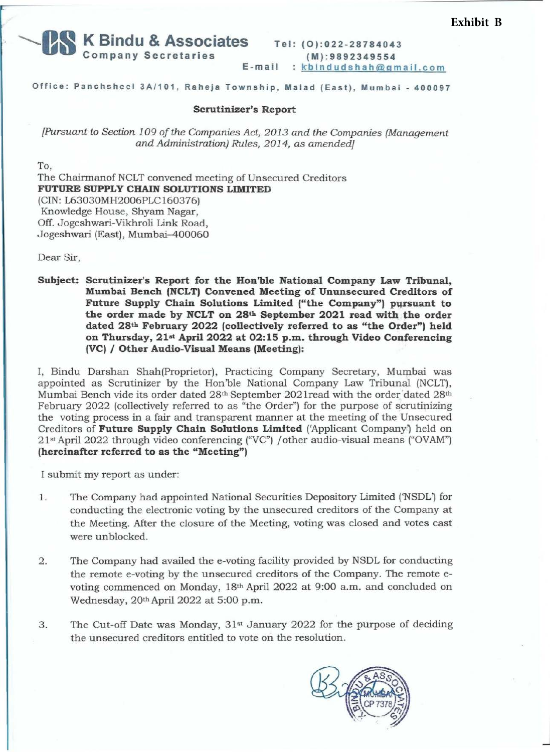**Exhibit B**

**K Bindu & Associates**
Company Secretaries

Tel: (O):022-28784043
(M):9892349554
E-mail : kbindudshah@gmail.com

Office: Panchsheel 3A/101, Raheja Township, Malad (East), Mumbai - 400097

## Scrutinizer's Report

*[Pursuant to Section 109 of the Companies Act, 2013 and the Companies (Management and Administration) Rules, 2014, as amended]*

To,
The Chairmanof NCLT convened meeting of Unsecured Creditors
**FUTURE SUPPLY CHAIN SOLUTIONS LIMITED**
(CIN: L63030MH2006PLC160376)
Knowledge House, Shyam Nagar,
Off. Jogeshwari-Vikhroli Link Road,
Jogeshwari (East), Mumbai–400060

Dear Sir,

**Subject: Scrutinizer's Report for the Hon'ble National Company Law Tribunal, Mumbai Bench (NCLT) Convened Meeting of Ununsecured Creditors of Future Supply Chain Solutions Limited ("the Company") pursuant to the order made by NCLT on 28th September 2021 read with the order dated 28th February 2022 (collectively referred to as "the Order") held on Thursday, 21st April 2022 at 02:15 p.m. through Video Conferencing (VC) / Other Audio-Visual Means (Meeting):**

I, Bindu Darshan Shah(Proprietor), Practicing Company Secretary, Mumbai was appointed as Scrutinizer by the Hon'ble National Company Law Tribunal (NCLT), Mumbai Bench vide its order dated 28th September 2021read with the order dated 28th February 2022 (collectively referred to as "the Order") for the purpose of scrutinizing the voting process in a fair and transparent manner at the meeting of the Unsecured Creditors of **Future Supply Chain Solutions Limited** ('Applicant Company') held on 21st April 2022 through video conferencing ("VC") /other audio-visual means ("OVAM") **(hereinafter referred to as the "Meeting")**

I submit my report as under:

1. The Company had appointed National Securities Depository Limited ('NSDL') for conducting the electronic voting by the unsecured creditors of the Company at the Meeting. After the closure of the Meeting, voting was closed and votes cast were unblocked.

2. The Company had availed the e-voting facility provided by NSDL for conducting the remote e-voting by the unsecured creditors of the Company. The remote e-voting commenced on Monday, 18th April 2022 at 9:00 a.m. and concluded on Wednesday, 20th April 2022 at 5:00 p.m.

3. The Cut-off Date was Monday, 31st January 2022 for the purpose of deciding the unsecured creditors entitled to vote on the resolution.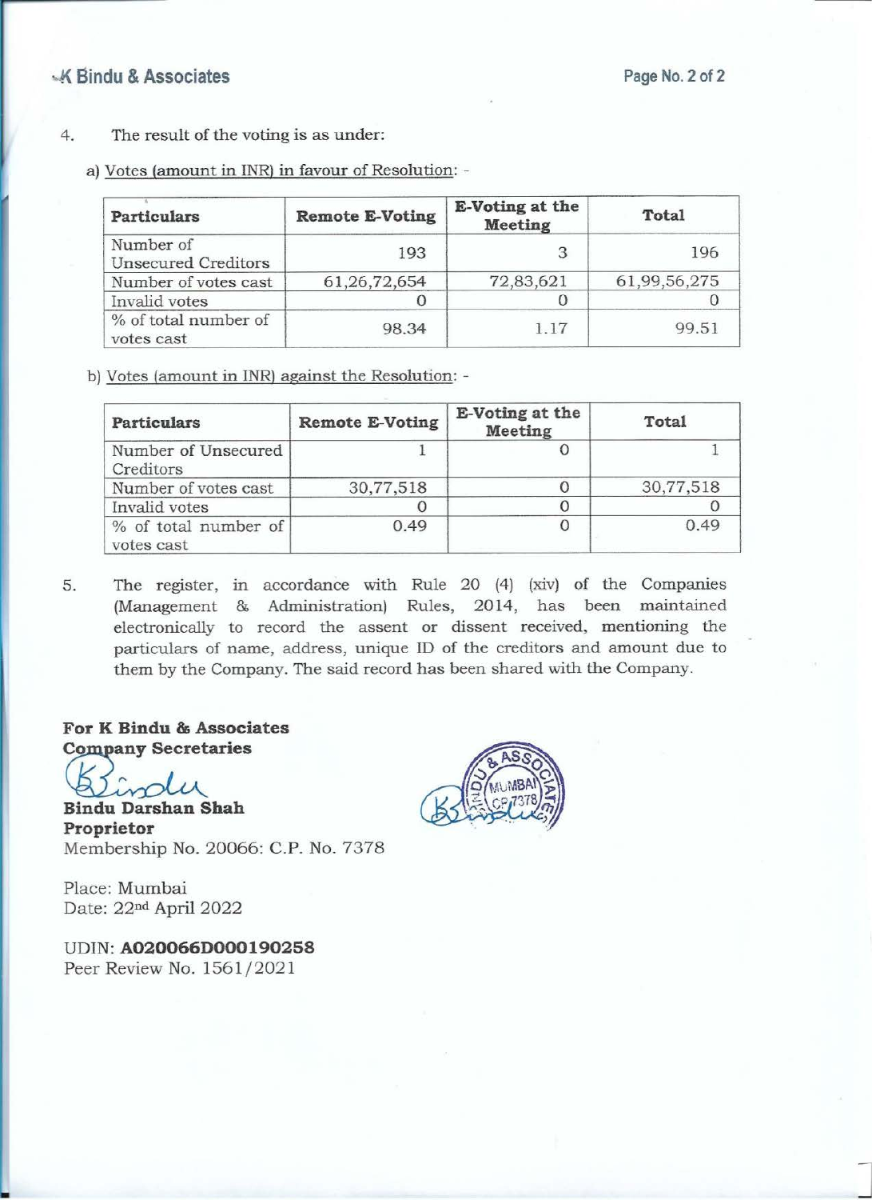4. The result of the voting is as under:

a) Votes (amount in INR) in favour of Resolution: -

| Particulars | Remote E-Voting | E-Voting at the Meeting | Total |
|---|---|---|---|
| Number of Unsecured Creditors | 193 | 3 | 196 |
| Number of votes cast | 61,26,72,654 | 72,83,621 | 61,99,56,275 |
| Invalid votes | 0 | 0 | 0 |
| % of total number of votes cast | 98.34 | 1.17 | 99.51 |

b) Votes (amount in INR) against the Resolution: -

| Particulars | Remote E-Voting | E-Voting at the Meeting | Total |
|---|---|---|---|
| Number of Unsecured Creditors | 1 | 0 | 1 |
| Number of votes cast | 30,77,518 | 0 | 30,77,518 |
| Invalid votes | 0 | 0 | 0 |
| % of total number of votes cast | 0.49 | 0 | 0.49 |

5. The register, in accordance with Rule 20 (4) (xiv) of the Companies (Management & Administration) Rules, 2014, has been maintained electronically to record the assent or dissent received, mentioning the particulars of name, address, unique ID of the creditors and amount due to them by the Company. The said record has been shared with the Company.

**For K Bindu & Associates**
**Company Secretaries**

**Bindu Darshan Shah**
**Proprietor**
Membership No. 20066: C.P. No. 7378

Place: Mumbai
Date: 22nd April 2022

UDIN: **A020066D000190258**
Peer Review No. 1561/2021